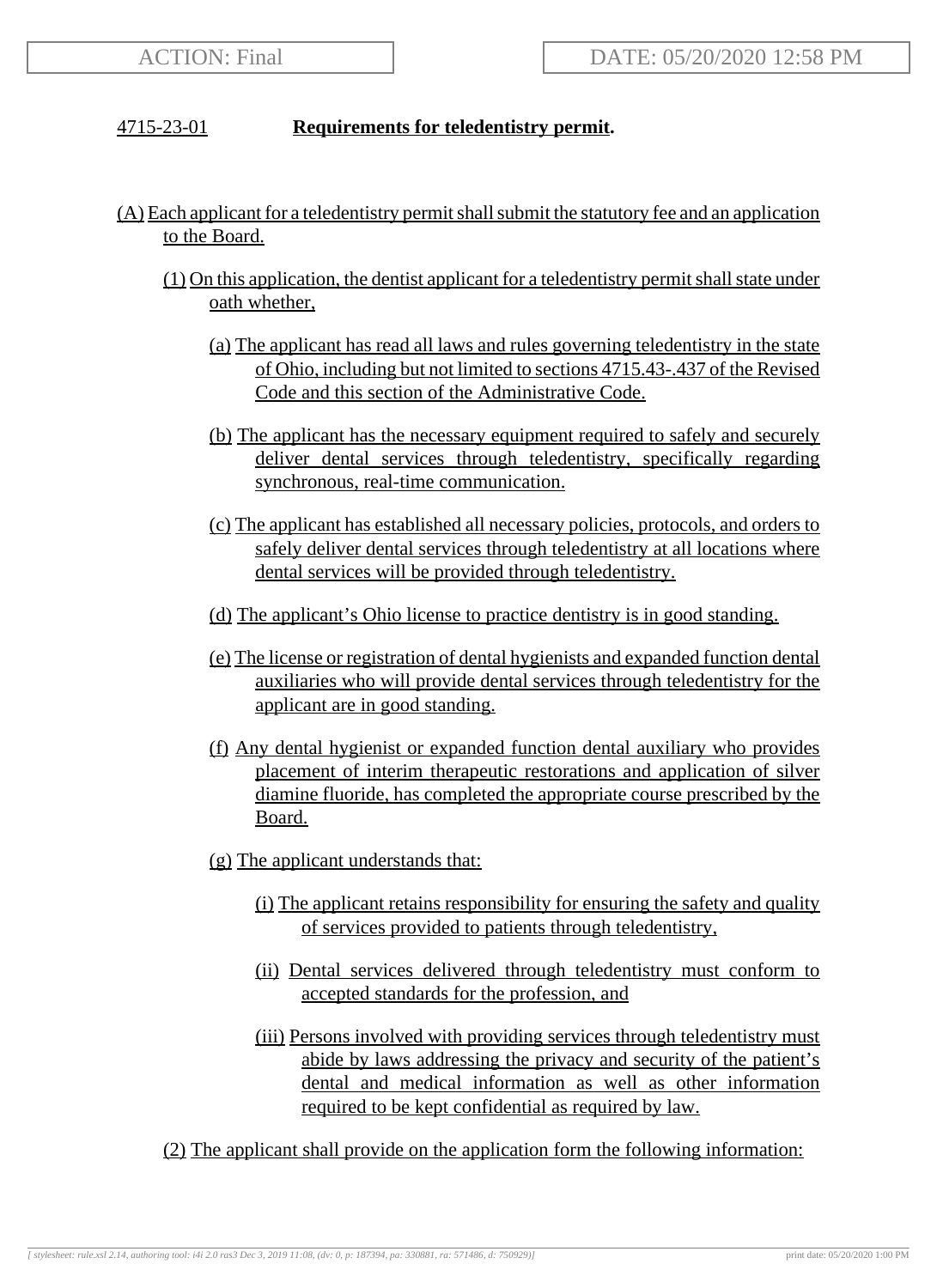ACTION: Final | DATE: 05/20/2020 12:58 PM

## 4715-23-01 **Requirements for teledentistry permit.**

(A) Each applicant for a teledentistry permit shall submit the statutory fee and an application to the Board.

(1) On this application, the dentist applicant for a teledentistry permit shall state under oath whether,

(a) The applicant has read all laws and rules governing teledentistry in the state of Ohio, including but not limited to sections 4715.43-.437 of the Revised Code and this section of the Administrative Code.

(b) The applicant has the necessary equipment required to safely and securely deliver dental services through teledentistry, specifically regarding synchronous, real-time communication.

(c) The applicant has established all necessary policies, protocols, and orders to safely deliver dental services through teledentistry at all locations where dental services will be provided through teledentistry.

(d) The applicant's Ohio license to practice dentistry is in good standing.

(e) The license or registration of dental hygienists and expanded function dental auxiliaries who will provide dental services through teledentistry for the applicant are in good standing.

(f) Any dental hygienist or expanded function dental auxiliary who provides placement of interim therapeutic restorations and application of silver diamine fluoride, has completed the appropriate course prescribed by the Board.

(g) The applicant understands that:

(i) The applicant retains responsibility for ensuring the safety and quality of services provided to patients through teledentistry,

(ii) Dental services delivered through teledentistry must conform to accepted standards for the profession, and

(iii) Persons involved with providing services through teledentistry must abide by laws addressing the privacy and security of the patient's dental and medical information as well as other information required to be kept confidential as required by law.

(2) The applicant shall provide on the application form the following information: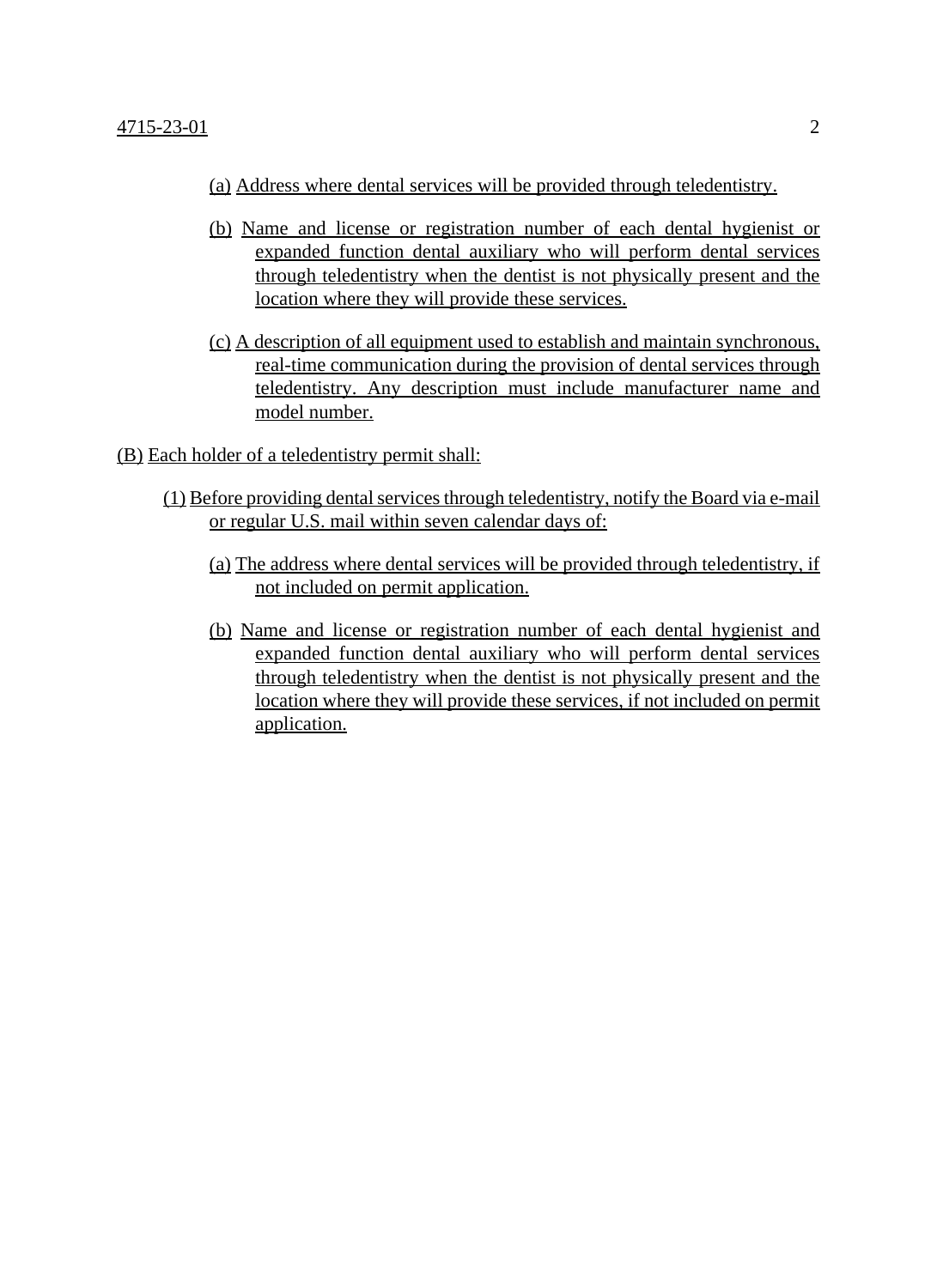(a) Address where dental services will be provided through teledentistry.

(b) Name and license or registration number of each dental hygienist or expanded function dental auxiliary who will perform dental services through teledentistry when the dentist is not physically present and the location where they will provide these services.

(c) A description of all equipment used to establish and maintain synchronous, real-time communication during the provision of dental services through teledentistry. Any description must include manufacturer name and model number.

(B) Each holder of a teledentistry permit shall:

(1) Before providing dental services through teledentistry, notify the Board via e-mail or regular U.S. mail within seven calendar days of:

(a) The address where dental services will be provided through teledentistry, if not included on permit application.

(b) Name and license or registration number of each dental hygienist and expanded function dental auxiliary who will perform dental services through teledentistry when the dentist is not physically present and the location where they will provide these services, if not included on permit application.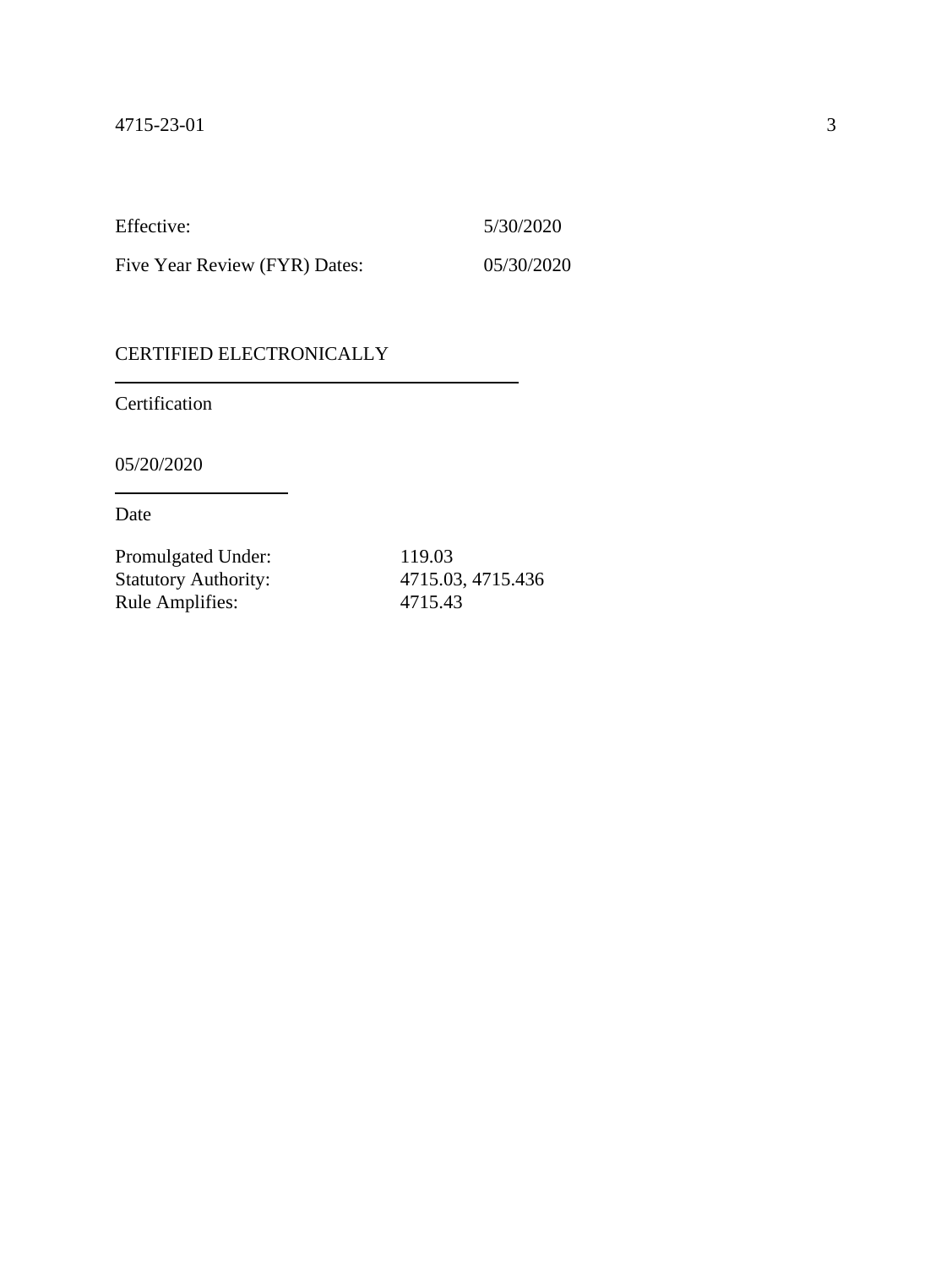| | |
|---|---|
| Effective: | 5/30/2020 |
| Five Year Review (FYR) Dates: | 05/30/2020 |

CERTIFIED ELECTRONICALLY

Certification

05/20/2020

Date

| | |
|---|---|
| Promulgated Under: | 119.03 |
| Statutory Authority: | 4715.03, 4715.436 |
| Rule Amplifies: | 4715.43 |